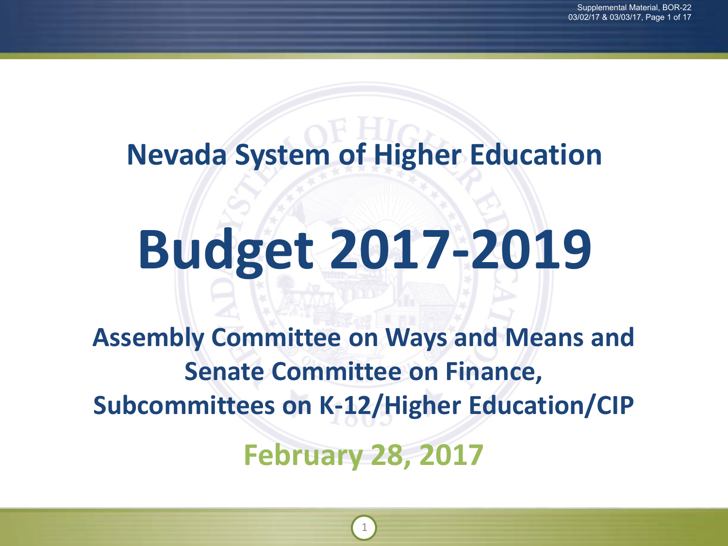# Nevada System of Higher Education

# Budget 2017-2019

## Assembly Committee on Ways and Means and Senate Committee on Finance, Subcommittees on K-12/Higher Education/CIP

**February 28, 2017**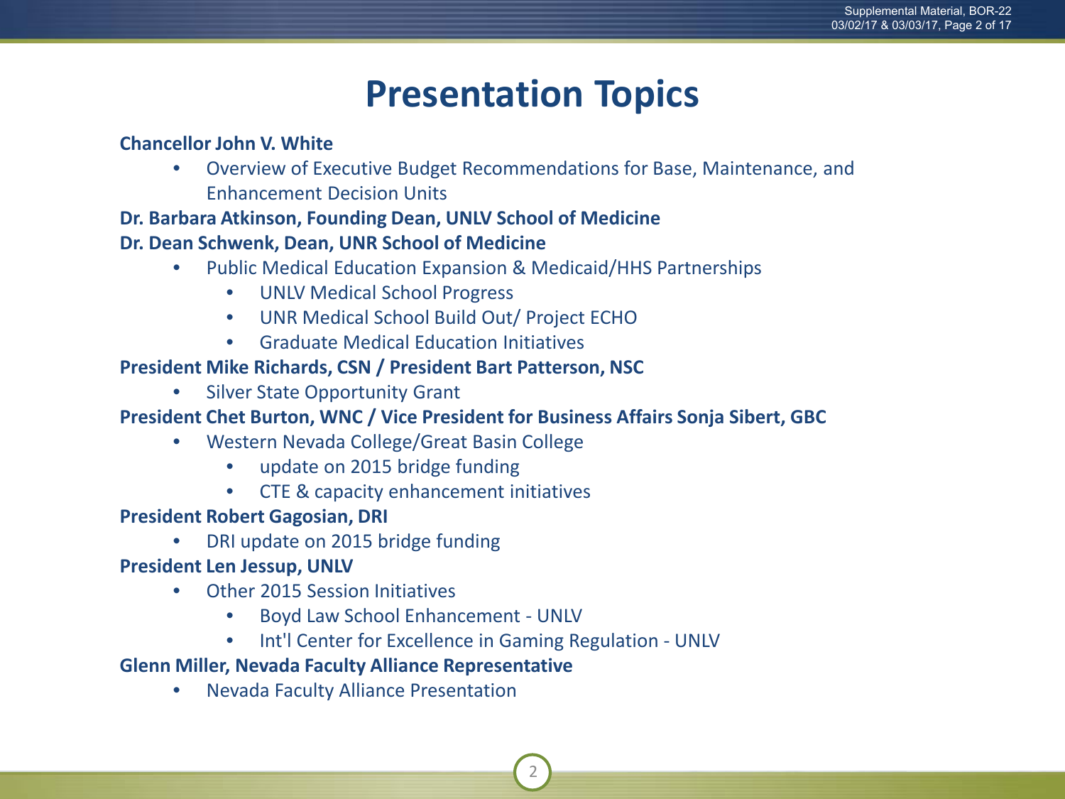# Presentation Topics

**Chancellor John V. White**

- Overview of Executive Budget Recommendations for Base, Maintenance, and Enhancement Decision Units

**Dr. Barbara Atkinson, Founding Dean, UNLV School of Medicine**

**Dr. Dean Schwenk, Dean, UNR School of Medicine**

- Public Medical Education Expansion & Medicaid/HHS Partnerships
  - UNLV Medical School Progress
  - UNR Medical School Build Out/ Project ECHO
  - Graduate Medical Education Initiatives

**President Mike Richards, CSN / President Bart Patterson, NSC**

- Silver State Opportunity Grant

**President Chet Burton, WNC / Vice President for Business Affairs Sonja Sibert, GBC**

- Western Nevada College/Great Basin College
  - update on 2015 bridge funding
  - CTE & capacity enhancement initiatives

**President Robert Gagosian, DRI**

- DRI update on 2015 bridge funding

**President Len Jessup, UNLV**

- Other 2015 Session Initiatives
  - Boyd Law School Enhancement - UNLV
  - Int'l Center for Excellence in Gaming Regulation - UNLV

**Glenn Miller, Nevada Faculty Alliance Representative**

- Nevada Faculty Alliance Presentation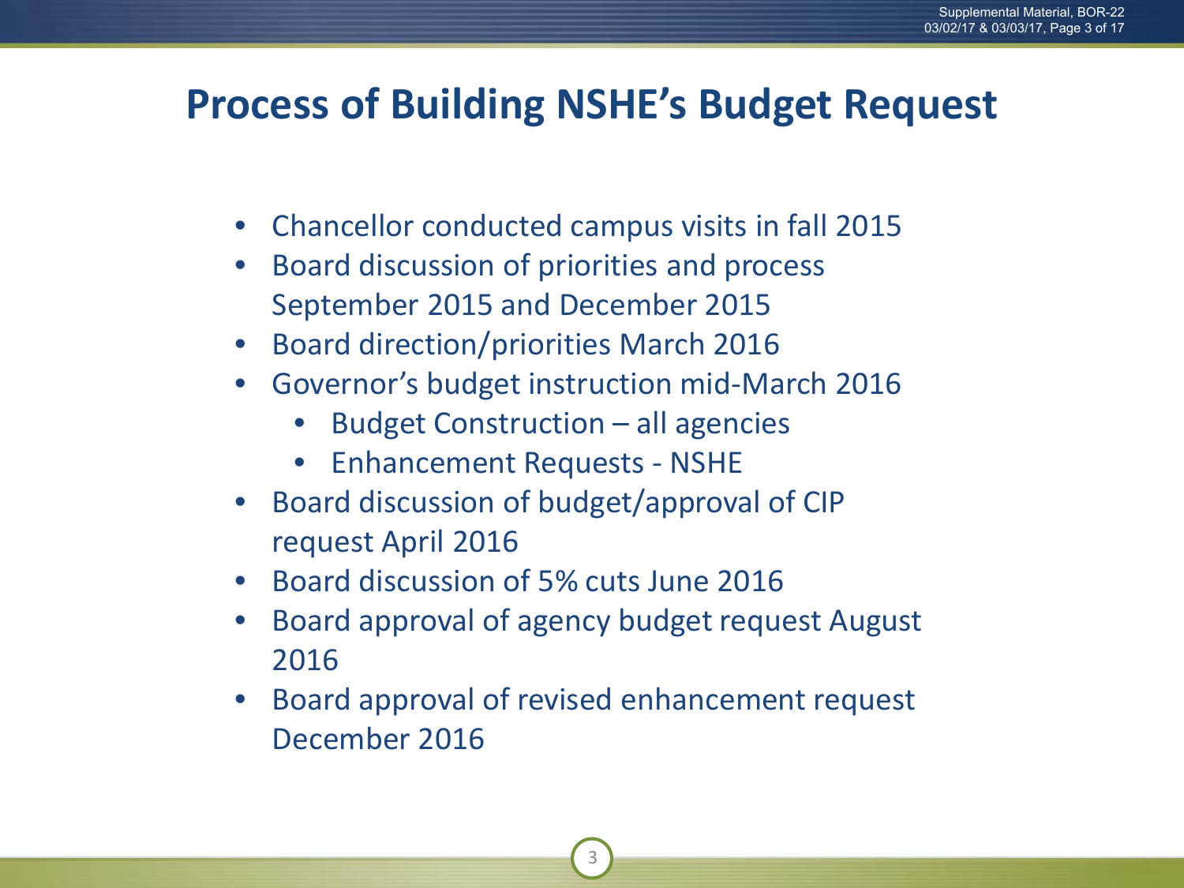# Process of Building NSHE's Budget Request

- Chancellor conducted campus visits in fall 2015
- Board discussion of priorities and process September 2015 and December 2015
- Board direction/priorities March 2016
- Governor's budget instruction mid-March 2016
    - Budget Construction – all agencies
    - Enhancement Requests - NSHE
- Board discussion of budget/approval of CIP request April 2016
- Board discussion of 5% cuts June 2016
- Board approval of agency budget request August 2016
- Board approval of revised enhancement request December 2016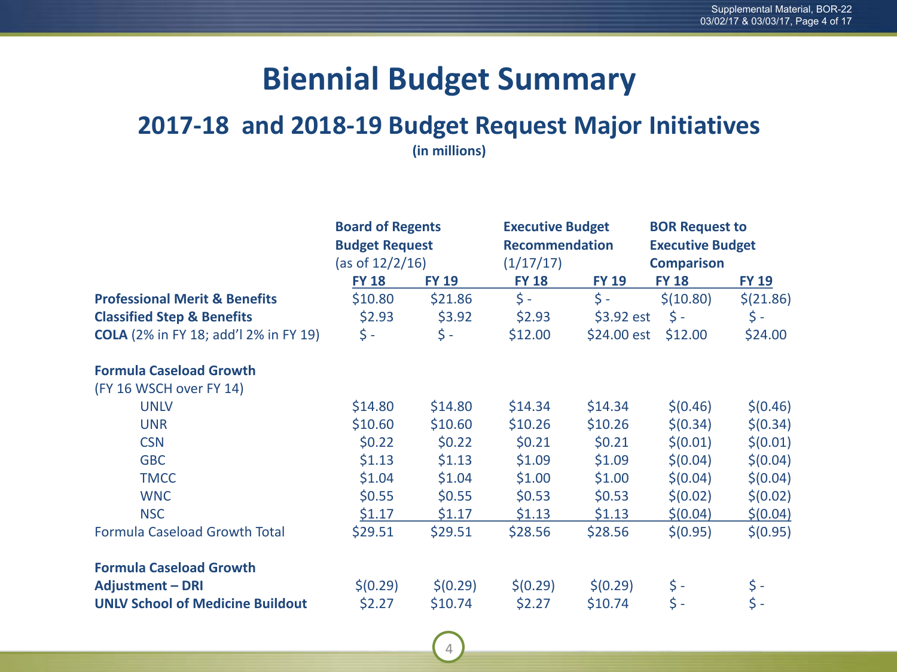# Biennial Budget Summary

## 2017-18 and 2018-19 Budget Request Major Initiatives

**(in millions)**

| | **Board of Regents Budget Request** (as of 12/2/16) | | **Executive Budget Recommendation** (1/17/17) | | **BOR Request to Executive Budget Comparison** | |
|---|---|---|---|---|---|---|
| | **FY 18** | **FY 19** | **FY 18** | **FY 19** | **FY 18** | **FY 19** |
| **Professional Merit & Benefits** | $10.80 | $21.86 | $ - | $ - | $(10.80) | $(21.86) |
| **Classified Step & Benefits** | $2.93 | $3.92 | $2.93 | $3.92 est | $ - | $ - |
| **COLA** (2% in FY 18; add'l 2% in FY 19) | $ - | $ - | $12.00 | $24.00 est | $12.00 | $24.00 |
| | | | | | | |
| **Formula Caseload Growth** | | | | | | |
| (FY 16 WSCH over FY 14) | | | | | | |
| UNLV | $14.80 | $14.80 | $14.34 | $14.34 | $(0.46) | $(0.46) |
| UNR | $10.60 | $10.60 | $10.26 | $10.26 | $(0.34) | $(0.34) |
| CSN | $0.22 | $0.22 | $0.21 | $0.21 | $(0.01) | $(0.01) |
| GBC | $1.13 | $1.13 | $1.09 | $1.09 | $(0.04) | $(0.04) |
| TMCC | $1.04 | $1.04 | $1.00 | $1.00 | $(0.04) | $(0.04) |
| WNC | $0.55 | $0.55 | $0.53 | $0.53 | $(0.02) | $(0.02) |
| NSC | $1.17 | $1.17 | $1.13 | $1.13 | $(0.04) | $(0.04) |
| Formula Caseload Growth Total | $29.51 | $29.51 | $28.56 | $28.56 | $(0.95) | $(0.95) |
| | | | | | | |
| **Formula Caseload Growth Adjustment – DRI** | $(0.29) | $(0.29) | $(0.29) | $(0.29) | $ - | $ - |
| **UNLV School of Medicine Buildout** | $2.27 | $10.74 | $2.27 | $10.74 | $ - | $ - |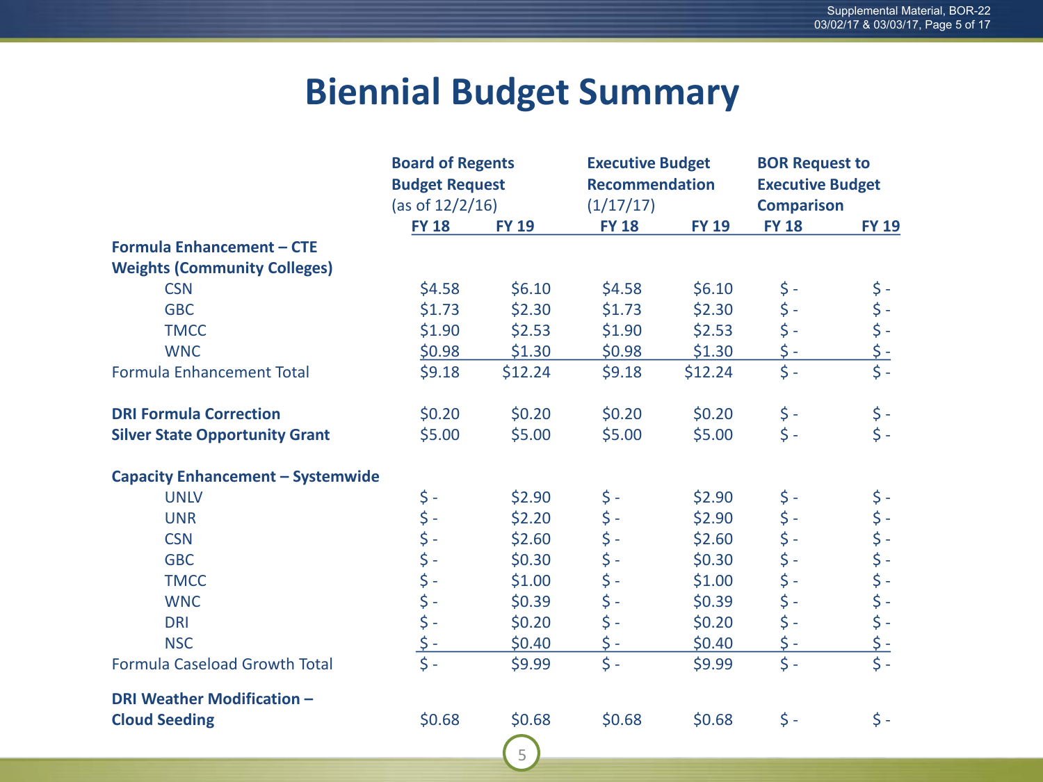# Biennial Budget Summary

| | Board of Regents Budget Request (as of 12/2/16) | | Executive Budget Recommendation (1/17/17) | | BOR Request to Executive Budget Comparison | |
|---|---|---|---|---|---|---|
| | FY 18 | FY 19 | FY 18 | FY 19 | FY 18 | FY 19 |
| **Formula Enhancement – CTE Weights (Community Colleges)** | | | | | | |
| CSN | $4.58 | $6.10 | $4.58 | $6.10 | $ - | $ - |
| GBC | $1.73 | $2.30 | $1.73 | $2.30 | $ - | $ - |
| TMCC | $1.90 | $2.53 | $1.90 | $2.53 | $ - | $ - |
| WNC | $0.98 | $1.30 | $0.98 | $1.30 | $ - | $ - |
| Formula Enhancement Total | $9.18 | $12.24 | $9.18 | $12.24 | $ - | $ - |
| **DRI Formula Correction** | $0.20 | $0.20 | $0.20 | $0.20 | $ - | $ - |
| **Silver State Opportunity Grant** | $5.00 | $5.00 | $5.00 | $5.00 | $ - | $ - |
| **Capacity Enhancement – Systemwide** | | | | | | |
| UNLV | $ - | $2.90 | $ - | $2.90 | $ - | $ - |
| UNR | $ - | $2.20 | $ - | $2.90 | $ - | $ - |
| CSN | $ - | $2.60 | $ - | $2.60 | $ - | $ - |
| GBC | $ - | $0.30 | $ - | $0.30 | $ - | $ - |
| TMCC | $ - | $1.00 | $ - | $1.00 | $ - | $ - |
| WNC | $ - | $0.39 | $ - | $0.39 | $ - | $ - |
| DRI | $ - | $0.20 | $ - | $0.20 | $ - | $ - |
| NSC | $ - | $0.40 | $ - | $0.40 | $ - | $ - |
| Formula Caseload Growth Total | $ - | $9.99 | $ - | $9.99 | $ - | $ - |
| **DRI Weather Modification – Cloud Seeding** | $0.68 | $0.68 | $0.68 | $0.68 | $ - | $ - |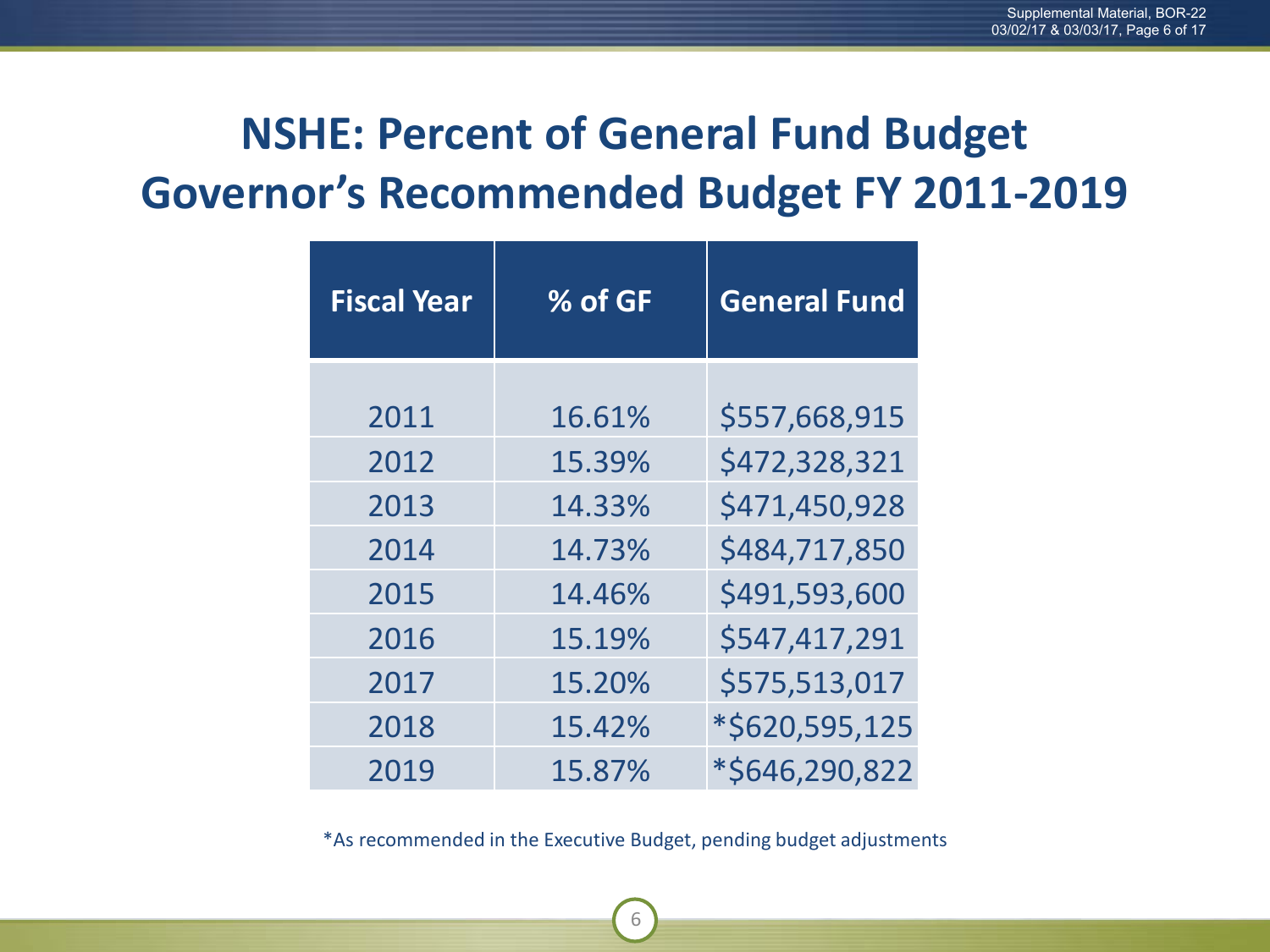# NSHE: Percent of General Fund Budget Governor's Recommended Budget FY 2011-2019

| Fiscal Year | % of GF | General Fund |
|---|---|---|
| 2011 | 16.61% | $557,668,915 |
| 2012 | 15.39% | $472,328,321 |
| 2013 | 14.33% | $471,450,928 |
| 2014 | 14.73% | $484,717,850 |
| 2015 | 14.46% | $491,593,600 |
| 2016 | 15.19% | $547,417,291 |
| 2017 | 15.20% | $575,513,017 |
| 2018 | 15.42% | *$620,595,125 |
| 2019 | 15.87% | *$646,290,822 |

*As recommended in the Executive Budget, pending budget adjustments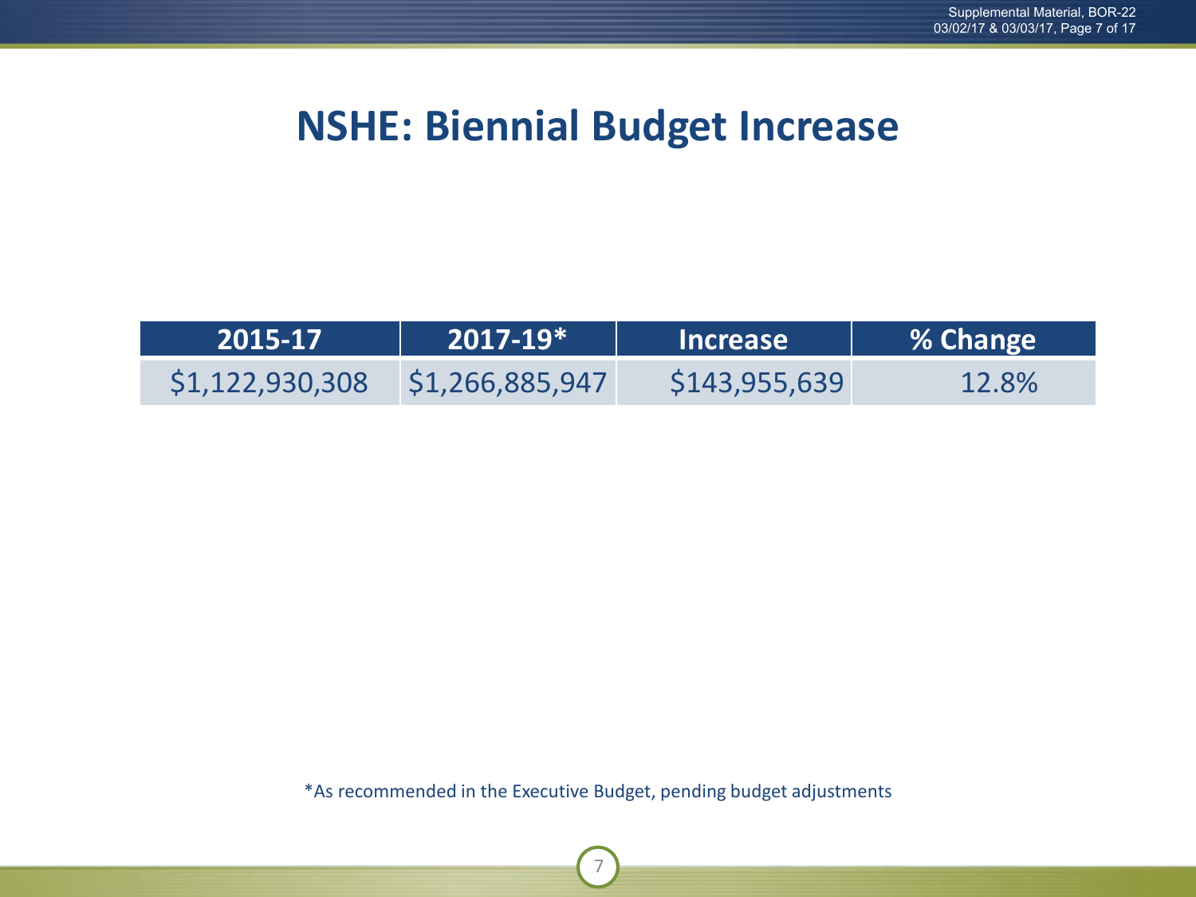# NSHE: Biennial Budget Increase

| 2015-17 | 2017-19* | Increase | % Change |
| --- | --- | --- | --- |
| $1,122,930,308 | $1,266,885,947 | $143,955,639 | 12.8% |

*As recommended in the Executive Budget, pending budget adjustments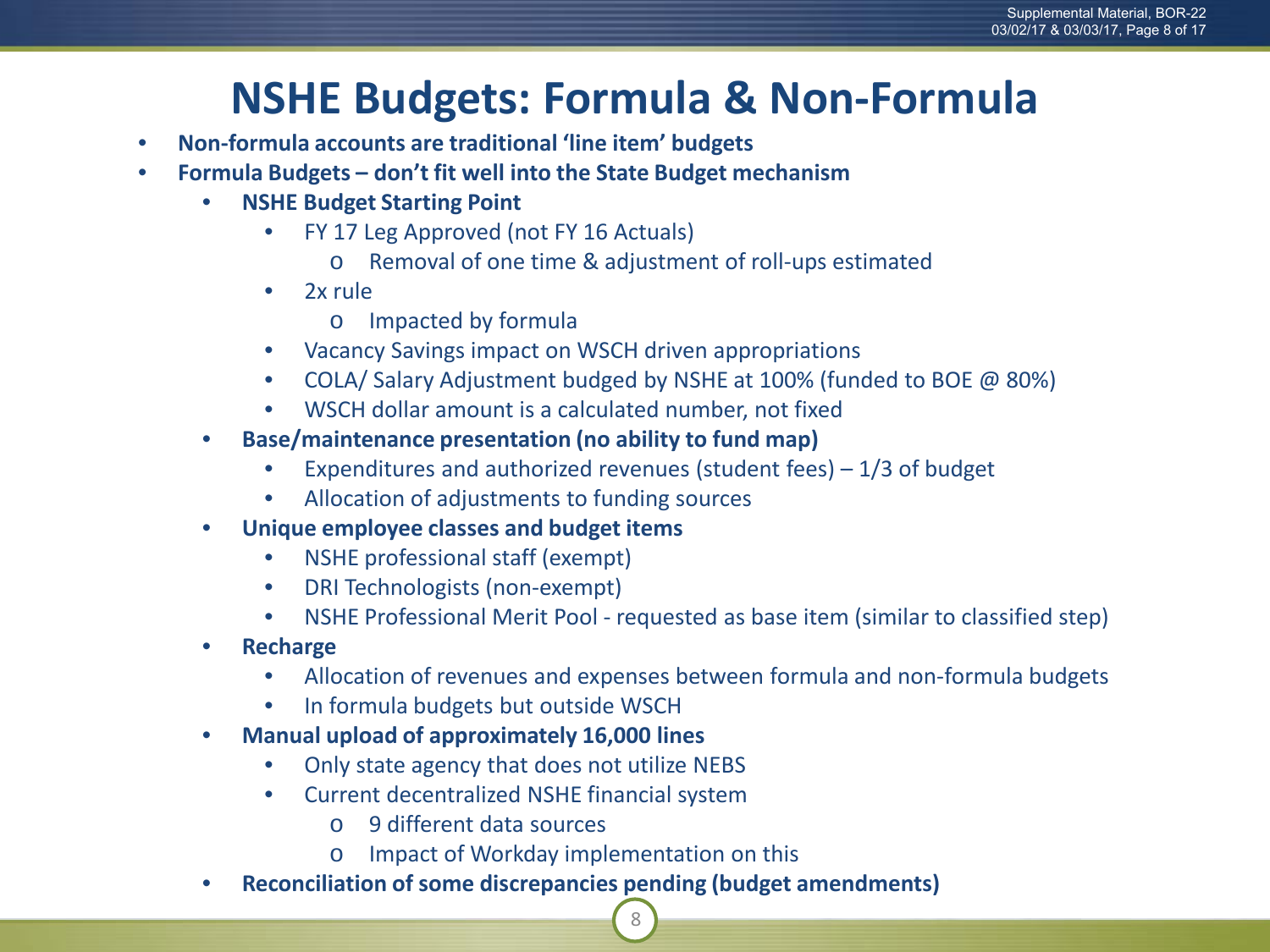# NSHE Budgets: Formula & Non-Formula

- **Non-formula accounts are traditional 'line item' budgets**
- **Formula Budgets – don't fit well into the State Budget mechanism**
  - **NSHE Budget Starting Point**
    - FY 17 Leg Approved (not FY 16 Actuals)
      - Removal of one time & adjustment of roll-ups estimated
    - 2x rule
      - Impacted by formula
    - Vacancy Savings impact on WSCH driven appropriations
    - COLA/ Salary Adjustment budged by NSHE at 100% (funded to BOE @ 80%)
    - WSCH dollar amount is a calculated number, not fixed
  - **Base/maintenance presentation (no ability to fund map)**
    - Expenditures and authorized revenues (student fees) – 1/3 of budget
    - Allocation of adjustments to funding sources
  - **Unique employee classes and budget items**
    - NSHE professional staff (exempt)
    - DRI Technologists (non-exempt)
    - NSHE Professional Merit Pool - requested as base item (similar to classified step)
  - **Recharge**
    - Allocation of revenues and expenses between formula and non-formula budgets
    - In formula budgets but outside WSCH
  - **Manual upload of approximately 16,000 lines**
    - Only state agency that does not utilize NEBS
    - Current decentralized NSHE financial system
      - 9 different data sources
      - Impact of Workday implementation on this
  - **Reconciliation of some discrepancies pending (budget amendments)**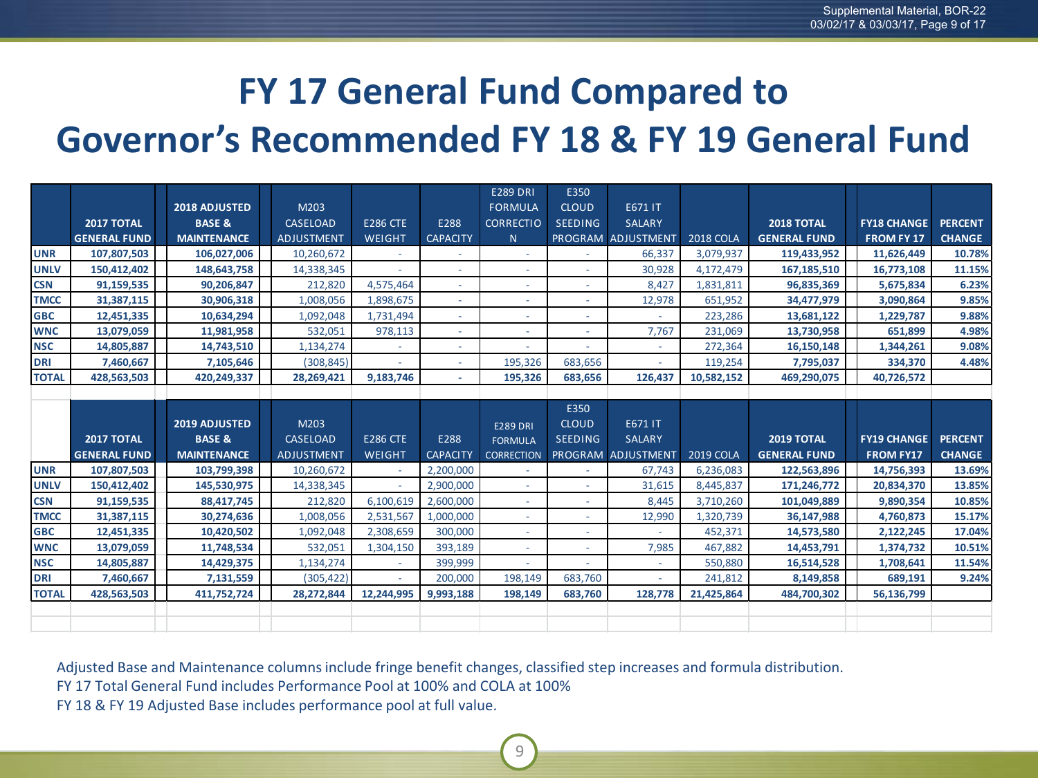# FY 17 General Fund Compared to Governor's Recommended FY 18 & FY 19 General Fund

| | 2017 TOTAL GENERAL FUND | 2018 ADJUSTED BASE & MAINTENANCE | M203 CASELOAD ADJUSTMENT | E286 CTE WEIGHT | E288 CAPACITY | E289 DRI FORMULA CORRECTION | E350 CLOUD SEEDING PROGRAM | E671 IT SALARY ADJUSTMENT | 2018 COLA | 2018 TOTAL GENERAL FUND | FY18 CHANGE FROM FY 17 | PERCENT CHANGE |
|---|---|---|---|---|---|---|---|---|---|---|---|---|
| UNR | 107,807,503 | 106,027,006 | 10,260,672 | - | - | - | - | 66,337 | 3,079,937 | 119,433,952 | 11,626,449 | 10.78% |
| UNLV | 150,412,402 | 148,643,758 | 14,338,345 | - | - | - | - | 30,928 | 4,172,479 | 167,185,510 | 16,773,108 | 11.15% |
| CSN | 91,159,535 | 90,206,847 | 212,820 | 4,575,464 | - | - | - | 8,427 | 1,831,811 | 96,835,369 | 5,675,834 | 6.23% |
| TMCC | 31,387,115 | 30,906,318 | 1,008,056 | 1,898,675 | - | - | - | 12,978 | 651,952 | 34,477,979 | 3,090,864 | 9.85% |
| GBC | 12,451,335 | 10,634,294 | 1,092,048 | 1,731,494 | - | - | - | - | 223,286 | 13,681,122 | 1,229,787 | 9.88% |
| WNC | 13,079,059 | 11,981,958 | 532,051 | 978,113 | - | - | - | 7,767 | 231,069 | 13,730,958 | 651,899 | 4.98% |
| NSC | 14,805,887 | 14,743,510 | 1,134,274 | - | - | - | - | - | 272,364 | 16,150,148 | 1,344,261 | 9.08% |
| DRI | 7,460,667 | 7,105,646 | (308,845) | - | - | 195,326 | 683,656 | - | 119,254 | 7,795,037 | 334,370 | 4.48% |
| TOTAL | 428,563,503 | 420,249,337 | 28,269,421 | 9,183,746 | - | 195,326 | 683,656 | 126,437 | 10,582,152 | 469,290,075 | 40,726,572 | |

| | 2017 TOTAL GENERAL FUND | 2019 ADJUSTED BASE & MAINTENANCE | M203 CASELOAD ADJUSTMENT | E286 CTE WEIGHT | E288 CAPACITY | E289 DRI FORMULA CORRECTION | E350 CLOUD SEEDING PROGRAM | E671 IT SALARY ADJUSTMENT | 2019 COLA | 2019 TOTAL GENERAL FUND | FY19 CHANGE FROM FY17 | PERCENT CHANGE |
|---|---|---|---|---|---|---|---|---|---|---|---|---|
| UNR | 107,807,503 | 103,799,398 | 10,260,672 | - | 2,200,000 | - | - | 67,743 | 6,236,083 | 122,563,896 | 14,756,393 | 13.69% |
| UNLV | 150,412,402 | 145,530,975 | 14,338,345 | - | 2,900,000 | - | - | 31,615 | 8,445,837 | 171,246,772 | 20,834,370 | 13.85% |
| CSN | 91,159,535 | 88,417,745 | 212,820 | 6,100,619 | 2,600,000 | - | - | 8,445 | 3,710,260 | 101,049,889 | 9,890,354 | 10.85% |
| TMCC | 31,387,115 | 30,274,636 | 1,008,056 | 2,531,567 | 1,000,000 | - | - | 12,990 | 1,320,739 | 36,147,988 | 4,760,873 | 15.17% |
| GBC | 12,451,335 | 10,420,502 | 1,092,048 | 2,308,659 | 300,000 | - | - | - | 452,371 | 14,573,580 | 2,122,245 | 17.04% |
| WNC | 13,079,059 | 11,748,534 | 532,051 | 1,304,150 | 393,189 | - | - | 7,985 | 467,882 | 14,453,791 | 1,374,732 | 10.51% |
| NSC | 14,805,887 | 14,429,375 | 1,134,274 | - | 399,999 | - | - | - | 550,880 | 16,514,528 | 1,708,641 | 11.54% |
| DRI | 7,460,667 | 7,131,559 | (305,422) | - | 200,000 | 198,149 | 683,760 | - | 241,812 | 8,149,858 | 689,191 | 9.24% |
| TOTAL | 428,563,503 | 411,752,724 | 28,272,844 | 12,244,995 | 9,993,188 | 198,149 | 683,760 | 128,778 | 21,425,864 | 484,700,302 | 56,136,799 | |

Adjusted Base and Maintenance columns include fringe benefit changes, classified step increases and formula distribution.

FY 17 Total General Fund includes Performance Pool at 100% and COLA at 100%

FY 18 & FY 19 Adjusted Base includes performance pool at full value.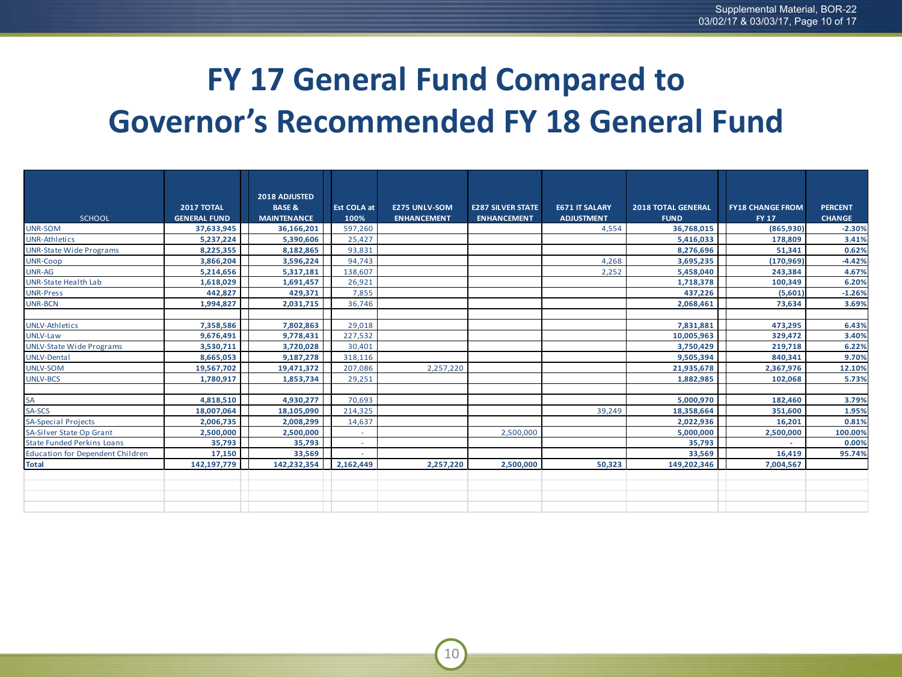# FY 17 General Fund Compared to Governor's Recommended FY 18 General Fund

| SCHOOL | 2017 TOTAL GENERAL FUND | 2018 ADJUSTED BASE & MAINTENANCE | Est COLA at 100% | E275 UNLV-SOM ENHANCEMENT | E287 SILVER STATE ENHANCEMENT | E671 IT SALARY ADJUSTMENT | 2018 TOTAL GENERAL FUND | FY18 CHANGE FROM FY 17 | PERCENT CHANGE |
|---|---|---|---|---|---|---|---|---|---|
| UNR-SOM | 37,633,945 | 36,166,201 | 597,260 | | | 4,554 | 36,768,015 | (865,930) | -2.30% |
| UNR-Athletics | 5,237,224 | 5,390,606 | 25,427 | | | | 5,416,033 | 178,809 | 3.41% |
| UNR-State Wide Programs | 8,225,355 | 8,182,865 | 93,831 | | | | 8,276,696 | 51,341 | 0.62% |
| UNR-Coop | 3,866,204 | 3,596,224 | 94,743 | | | 4,268 | 3,695,235 | (170,969) | -4.42% |
| UNR-AG | 5,214,656 | 5,317,181 | 138,607 | | | 2,252 | 5,458,040 | 243,384 | 4.67% |
| UNR-State Health Lab | 1,618,029 | 1,691,457 | 26,921 | | | | 1,718,378 | 100,349 | 6.20% |
| UNR-Press | 442,827 | 429,371 | 7,855 | | | | 437,226 | (5,601) | -1.26% |
| UNR-BCN | 1,994,827 | 2,031,715 | 36,746 | | | | 2,068,461 | 73,634 | 3.69% |
| | | | | | | | | | |
| UNLV-Athletics | 7,358,586 | 7,802,863 | 29,018 | | | | 7,831,881 | 473,295 | 6.43% |
| UNLV-Law | 9,676,491 | 9,778,431 | 227,532 | | | | 10,005,963 | 329,472 | 3.40% |
| UNLV-State Wide Programs | 3,530,711 | 3,720,028 | 30,401 | | | | 3,750,429 | 219,718 | 6.22% |
| UNLV-Dental | 8,665,053 | 9,187,278 | 318,116 | | | | 9,505,394 | 840,341 | 9.70% |
| UNLV-SOM | 19,567,702 | 19,471,372 | 207,086 | 2,257,220 | | | 21,935,678 | 2,367,976 | 12.10% |
| UNLV-BCS | 1,780,917 | 1,853,734 | 29,251 | | | | 1,882,985 | 102,068 | 5.73% |
| | | | | | | | | | |
| SA | 4,818,510 | 4,930,277 | 70,693 | | | | 5,000,970 | 182,460 | 3.79% |
| SA-SCS | 18,007,064 | 18,105,090 | 214,325 | | | 39,249 | 18,358,664 | 351,600 | 1.95% |
| SA-Special Projects | 2,006,735 | 2,008,299 | 14,637 | | | | 2,022,936 | 16,201 | 0.81% |
| SA-Silver State Op Grant | 2,500,000 | 2,500,000 | - | | 2,500,000 | | 5,000,000 | 2,500,000 | 100.00% |
| State Funded Perkins Loans | 35,793 | 35,793 | - | | | | 35,793 | - | 0.00% |
| Education for Dependent Children | 17,150 | 33,569 | - | | | | 33,569 | 16,419 | 95.74% |
| **Total** | 142,197,779 | 142,232,354 | 2,162,449 | 2,257,220 | 2,500,000 | 50,323 | 149,202,346 | 7,004,567 | |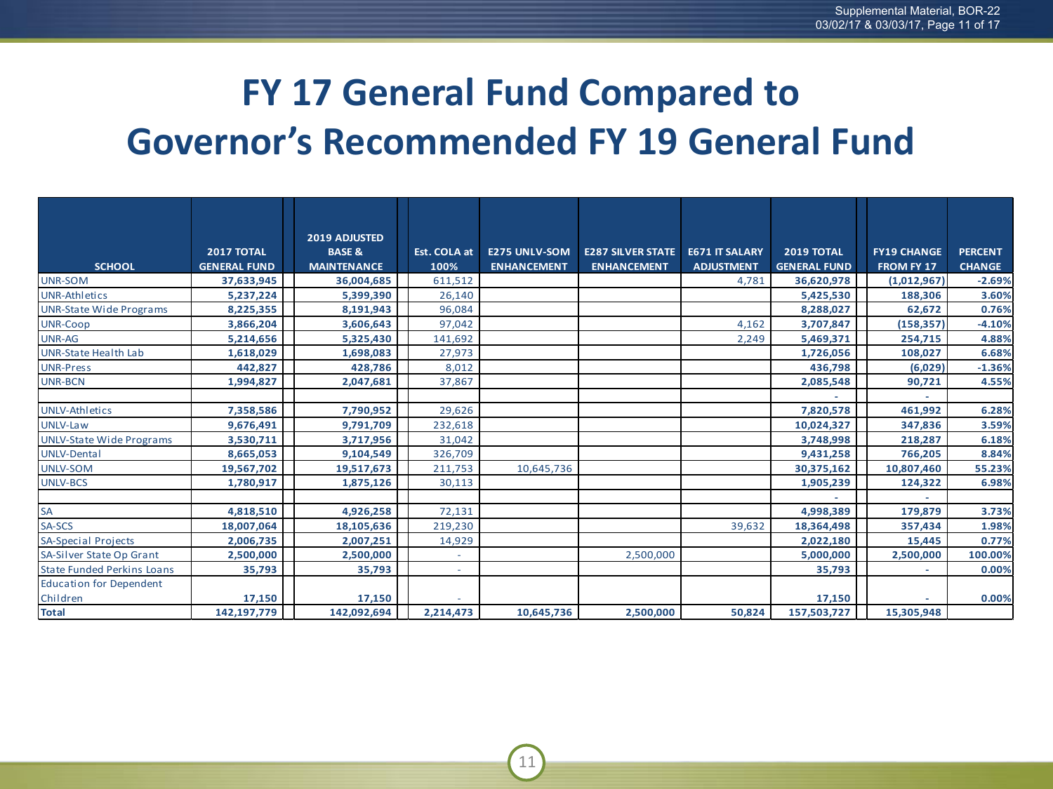# FY 17 General Fund Compared to Governor's Recommended FY 19 General Fund

| SCHOOL | 2017 TOTAL GENERAL FUND | 2019 ADJUSTED BASE & MAINTENANCE | Est. COLA at 100% | E275 UNLV-SOM ENHANCEMENT | E287 SILVER STATE ENHANCEMENT | E671 IT SALARY ADJUSTMENT | 2019 TOTAL GENERAL FUND | FY19 CHANGE FROM FY 17 | PERCENT CHANGE |
|---|---|---|---|---|---|---|---|---|---|
| UNR-SOM | 37,633,945 | 36,004,685 | 611,512 | | | 4,781 | 36,620,978 | (1,012,967) | -2.69% |
| UNR-Athletics | 5,237,224 | 5,399,390 | 26,140 | | | | 5,425,530 | 188,306 | 3.60% |
| UNR-State Wide Programs | 8,225,355 | 8,191,943 | 96,084 | | | | 8,288,027 | 62,672 | 0.76% |
| UNR-Coop | 3,866,204 | 3,606,643 | 97,042 | | | 4,162 | 3,707,847 | (158,357) | -4.10% |
| UNR-AG | 5,214,656 | 5,325,430 | 141,692 | | | 2,249 | 5,469,371 | 254,715 | 4.88% |
| UNR-State Health Lab | 1,618,029 | 1,698,083 | 27,973 | | | | 1,726,056 | 108,027 | 6.68% |
| UNR-Press | 442,827 | 428,786 | 8,012 | | | | 436,798 | (6,029) | -1.36% |
| UNR-BCN | 1,994,827 | 2,047,681 | 37,867 | | | | 2,085,548 | 90,721 | 4.55% |
| | | | | | | | - | - | |
| UNLV-Athletics | 7,358,586 | 7,790,952 | 29,626 | | | | 7,820,578 | 461,992 | 6.28% |
| UNLV-Law | 9,676,491 | 9,791,709 | 232,618 | | | | 10,024,327 | 347,836 | 3.59% |
| UNLV-State Wide Programs | 3,530,711 | 3,717,956 | 31,042 | | | | 3,748,998 | 218,287 | 6.18% |
| UNLV-Dental | 8,665,053 | 9,104,549 | 326,709 | | | | 9,431,258 | 766,205 | 8.84% |
| UNLV-SOM | 19,567,702 | 19,517,673 | 211,753 | 10,645,736 | | | 30,375,162 | 10,807,460 | 55.23% |
| UNLV-BCS | 1,780,917 | 1,875,126 | 30,113 | | | | 1,905,239 | 124,322 | 6.98% |
| | | | | | | | - | - | |
| SA | 4,818,510 | 4,926,258 | 72,131 | | | | 4,998,389 | 179,879 | 3.73% |
| SA-SCS | 18,007,064 | 18,105,636 | 219,230 | | | 39,632 | 18,364,498 | 357,434 | 1.98% |
| SA-Special Projects | 2,006,735 | 2,007,251 | 14,929 | | | | 2,022,180 | 15,445 | 0.77% |
| SA-Silver State Op Grant | 2,500,000 | 2,500,000 | - | | 2,500,000 | | 5,000,000 | 2,500,000 | 100.00% |
| State Funded Perkins Loans | 35,793 | 35,793 | - | | | | 35,793 | - | 0.00% |
| Education for Dependent Children | 17,150 | 17,150 | - | | | | 17,150 | - | 0.00% |
| **Total** | **142,197,779** | **142,092,694** | **2,214,473** | **10,645,736** | **2,500,000** | **50,824** | **157,503,727** | **15,305,948** | |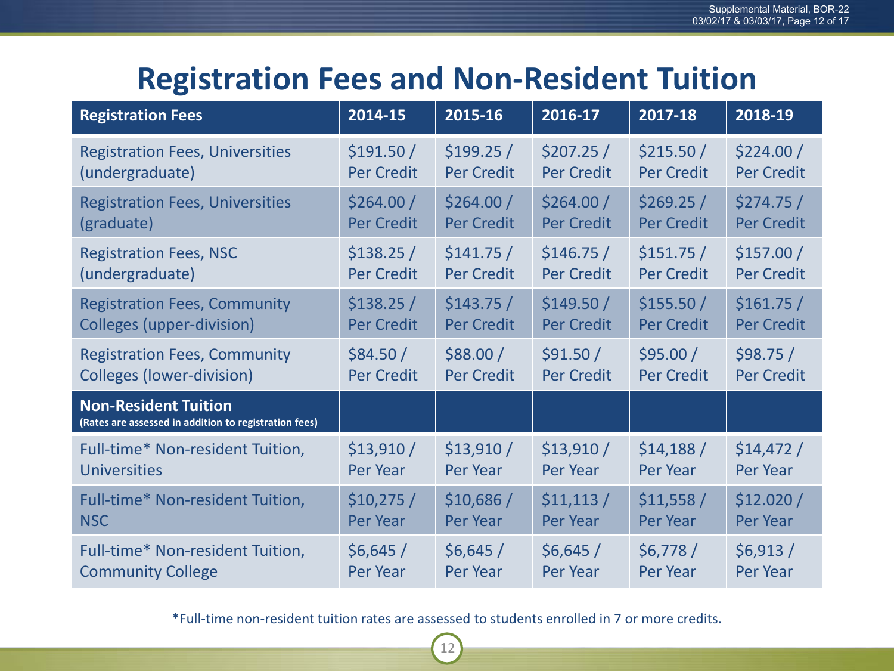# Registration Fees and Non-Resident Tuition

| Registration Fees | 2014-15 | 2015-16 | 2016-17 | 2017-18 | 2018-19 |
|---|---|---|---|---|---|
| Registration Fees, Universities (undergraduate) | $191.50 / Per Credit | $199.25 / Per Credit | $207.25 / Per Credit | $215.50 / Per Credit | $224.00 / Per Credit |
| Registration Fees, Universities (graduate) | $264.00 / Per Credit | $264.00 / Per Credit | $264.00 / Per Credit | $269.25 / Per Credit | $274.75 / Per Credit |
| Registration Fees, NSC (undergraduate) | $138.25 / Per Credit | $141.75 / Per Credit | $146.75 / Per Credit | $151.75 / Per Credit | $157.00 / Per Credit |
| Registration Fees, Community Colleges (upper-division) | $138.25 / Per Credit | $143.75 / Per Credit | $149.50 / Per Credit | $155.50 / Per Credit | $161.75 / Per Credit |
| Registration Fees, Community Colleges (lower-division) | $84.50 / Per Credit | $88.00 / Per Credit | $91.50 / Per Credit | $95.00 / Per Credit | $98.75 / Per Credit |
| **Non-Resident Tuition** (Rates are assessed in addition to registration fees) | | | | | |
| Full-time* Non-resident Tuition, Universities | $13,910 / Per Year | $13,910 / Per Year | $13,910 / Per Year | $14,188 / Per Year | $14,472 / Per Year |
| Full-time* Non-resident Tuition, NSC | $10,275 / Per Year | $10,686 / Per Year | $11,113 / Per Year | $11,558 / Per Year | $12.020 / Per Year |
| Full-time* Non-resident Tuition, Community College | $6,645 / Per Year | $6,645 / Per Year | $6,645 / Per Year | $6,778 / Per Year | $6,913 / Per Year |

*Full-time non-resident tuition rates are assessed to students enrolled in 7 or more credits.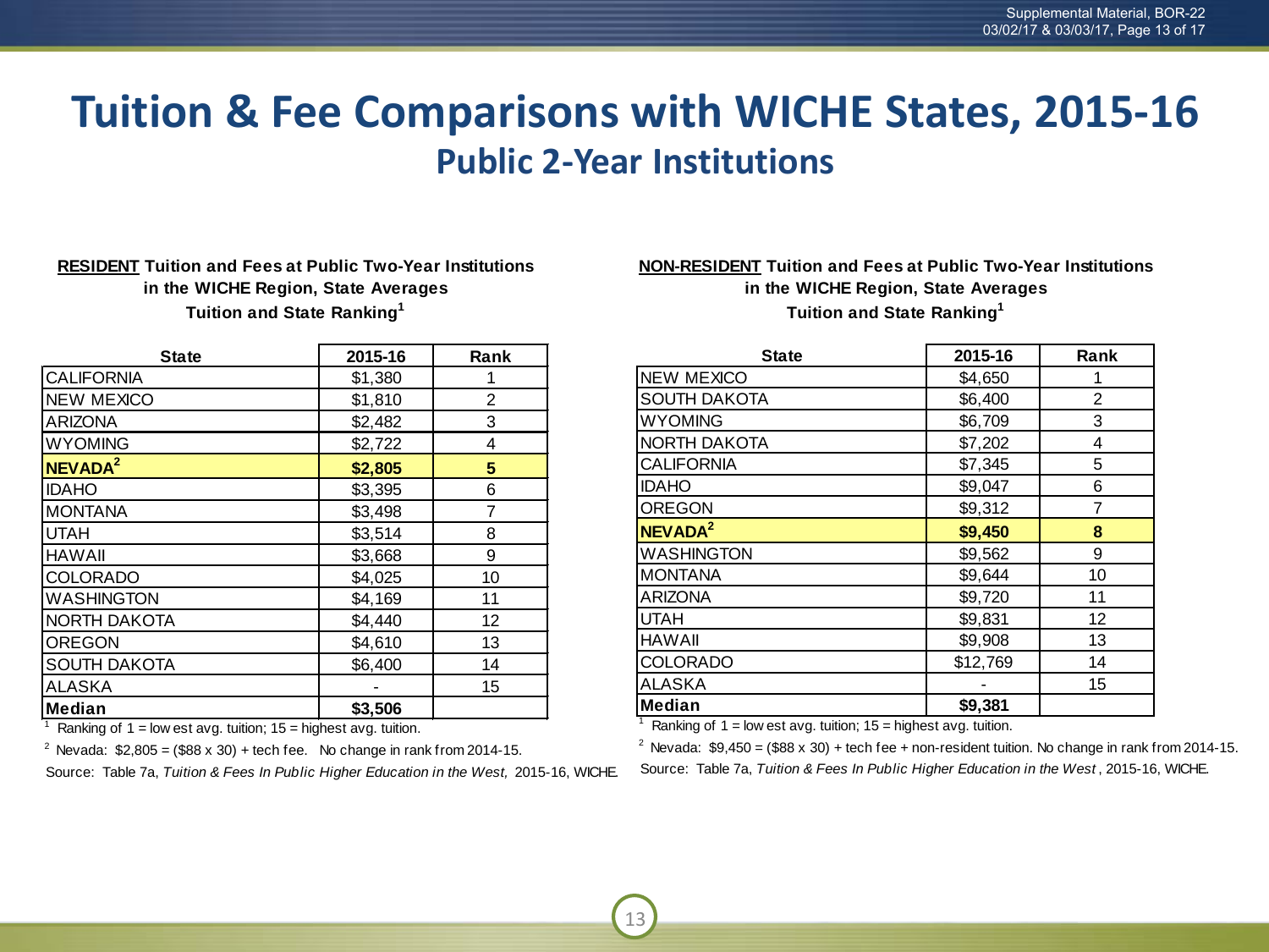# Tuition & Fee Comparisons with WICHE States, 2015-16

## Public 2-Year Institutions

**RESIDENT Tuition and Fees at Public Two-Year Institutions in the WICHE Region, State Averages**
**Tuition and State Ranking[1]**

| State | 2015-16 | Rank |
|---|---|---|
| CALIFORNIA | $1,380 | 1 |
| NEW MEXICO | $1,810 | 2 |
| ARIZONA | $2,482 | 3 |
| WYOMING | $2,722 | 4 |
| **NEVADA[2]** | **$2,805** | **5** |
| IDAHO | $3,395 | 6 |
| MONTANA | $3,498 | 7 |
| UTAH | $3,514 | 8 |
| HAWAII | $3,668 | 9 |
| COLORADO | $4,025 | 10 |
| WASHINGTON | $4,169 | 11 |
| NORTH DAKOTA | $4,440 | 12 |
| OREGON | $4,610 | 13 |
| SOUTH DAKOTA | $6,400 | 14 |
| ALASKA | - | 15 |
| **Median** | **$3,506** | |

[1] Ranking of 1 = lowest avg. tuition; 15 = highest avg. tuition.

[2] Nevada: $2,805 = ($88 x 30) + tech fee. No change in rank from 2014-15.

Source: Table 7a, *Tuition & Fees In Public Higher Education in the West,* 2015-16, WICHE.

**NON-RESIDENT Tuition and Fees at Public Two-Year Institutions in the WICHE Region, State Averages**
**Tuition and State Ranking[1]**

| State | 2015-16 | Rank |
|---|---|---|
| NEW MEXICO | $4,650 | 1 |
| SOUTH DAKOTA | $6,400 | 2 |
| WYOMING | $6,709 | 3 |
| NORTH DAKOTA | $7,202 | 4 |
| CALIFORNIA | $7,345 | 5 |
| IDAHO | $9,047 | 6 |
| OREGON | $9,312 | 7 |
| **NEVADA[2]** | **$9,450** | **8** |
| WASHINGTON | $9,562 | 9 |
| MONTANA | $9,644 | 10 |
| ARIZONA | $9,720 | 11 |
| UTAH | $9,831 | 12 |
| HAWAII | $9,908 | 13 |
| COLORADO | $12,769 | 14 |
| ALASKA | - | 15 |
| **Median** | **$9,381** | |

[1] Ranking of 1 = lowest avg. tuition; 15 = highest avg. tuition.

[2] Nevada: $9,450 = ($88 x 30) + tech fee + non-resident tuition. No change in rank from 2014-15.

Source: Table 7a, *Tuition & Fees In Public Higher Education in the West*, 2015-16, WICHE.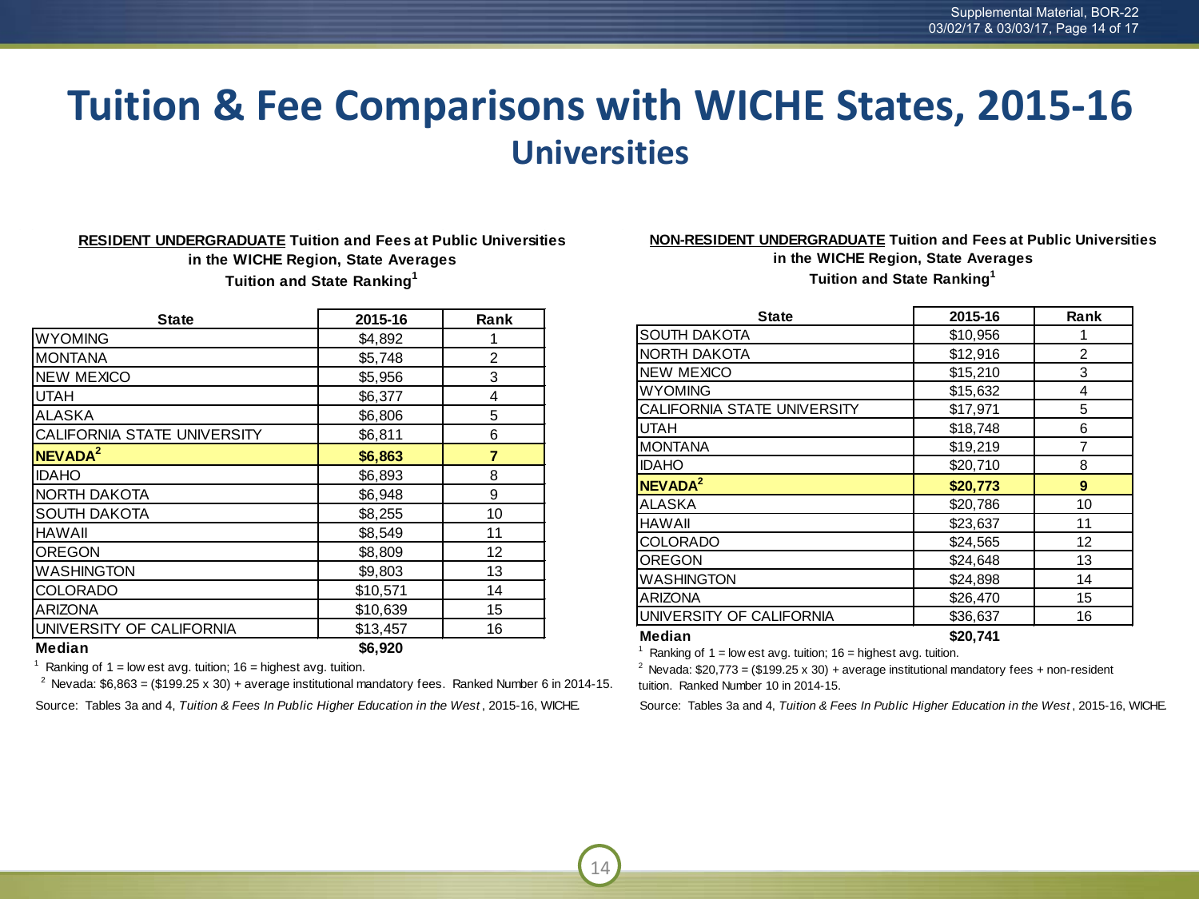# Tuition & Fee Comparisons with WICHE States, 2015-16

## Universities

**RESIDENT UNDERGRADUATE Tuition and Fees at Public Universities in the WICHE Region, State Averages**
**Tuition and State Ranking[1]**

| State | 2015-16 | Rank |
|---|---|---|
| WYOMING | $4,892 | 1 |
| MONTANA | $5,748 | 2 |
| NEW MEXICO | $5,956 | 3 |
| UTAH | $6,377 | 4 |
| ALASKA | $6,806 | 5 |
| CALIFORNIA STATE UNIVERSITY | $6,811 | 6 |
| **NEVADA[2]** | **$6,863** | **7** |
| IDAHO | $6,893 | 8 |
| NORTH DAKOTA | $6,948 | 9 |
| SOUTH DAKOTA | $8,255 | 10 |
| HAWAII | $8,549 | 11 |
| OREGON | $8,809 | 12 |
| WASHINGTON | $9,803 | 13 |
| COLORADO | $10,571 | 14 |
| ARIZONA | $10,639 | 15 |
| UNIVERSITY OF CALIFORNIA | $13,457 | 16 |
| **Median** | **$6,920** | |

[1] Ranking of 1 = low est avg. tuition; 16 = highest avg. tuition.

[2] Nevada: $6,863 = ($199.25 x 30) + average institutional mandatory fees. Ranked Number 6 in 2014-15.

Source: Tables 3a and 4, *Tuition & Fees In Public Higher Education in the West*, 2015-16, WICHE.

**NON-RESIDENT UNDERGRADUATE Tuition and Fees at Public Universities in the WICHE Region, State Averages**
**Tuition and State Ranking[1]**

| State | 2015-16 | Rank |
|---|---|---|
| SOUTH DAKOTA | $10,956 | 1 |
| NORTH DAKOTA | $12,916 | 2 |
| NEW MEXICO | $15,210 | 3 |
| WYOMING | $15,632 | 4 |
| CALIFORNIA STATE UNIVERSITY | $17,971 | 5 |
| UTAH | $18,748 | 6 |
| MONTANA | $19,219 | 7 |
| IDAHO | $20,710 | 8 |
| **NEVADA[2]** | **$20,773** | **9** |
| ALASKA | $20,786 | 10 |
| HAWAII | $23,637 | 11 |
| COLORADO | $24,565 | 12 |
| OREGON | $24,648 | 13 |
| WASHINGTON | $24,898 | 14 |
| ARIZONA | $26,470 | 15 |
| UNIVERSITY OF CALIFORNIA | $36,637 | 16 |
| **Median** | **$20,741** | |

[1] Ranking of 1 = low est avg. tuition; 16 = highest avg. tuition.

[2] Nevada: $20,773 = ($199.25 x 30) + average institutional mandatory fees + non-resident tuition. Ranked Number 10 in 2014-15.

Source: Tables 3a and 4, *Tuition & Fees In Public Higher Education in the West*, 2015-16, WICHE.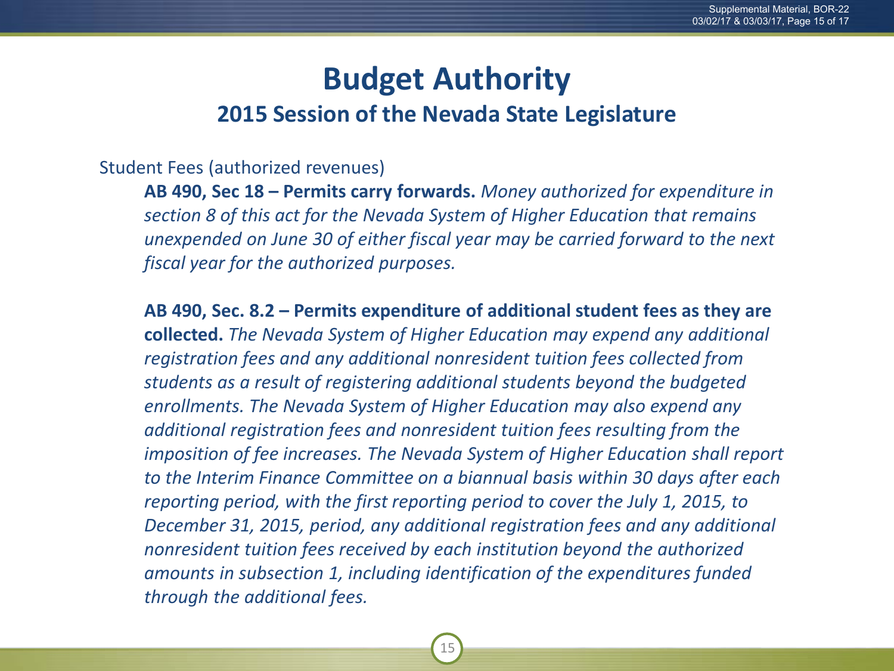# Budget Authority

## 2015 Session of the Nevada State Legislature

Student Fees (authorized revenues)

**AB 490, Sec 18 – Permits carry forwards.** *Money authorized for expenditure in section 8 of this act for the Nevada System of Higher Education that remains unexpended on June 30 of either fiscal year may be carried forward to the next fiscal year for the authorized purposes.*

**AB 490, Sec. 8.2 – Permits expenditure of additional student fees as they are collected.** *The Nevada System of Higher Education may expend any additional registration fees and any additional nonresident tuition fees collected from students as a result of registering additional students beyond the budgeted enrollments. The Nevada System of Higher Education may also expend any additional registration fees and nonresident tuition fees resulting from the imposition of fee increases. The Nevada System of Higher Education shall report to the Interim Finance Committee on a biannual basis within 30 days after each reporting period, with the first reporting period to cover the July 1, 2015, to December 31, 2015, period, any additional registration fees and any additional nonresident tuition fees received by each institution beyond the authorized amounts in subsection 1, including identification of the expenditures funded through the additional fees.*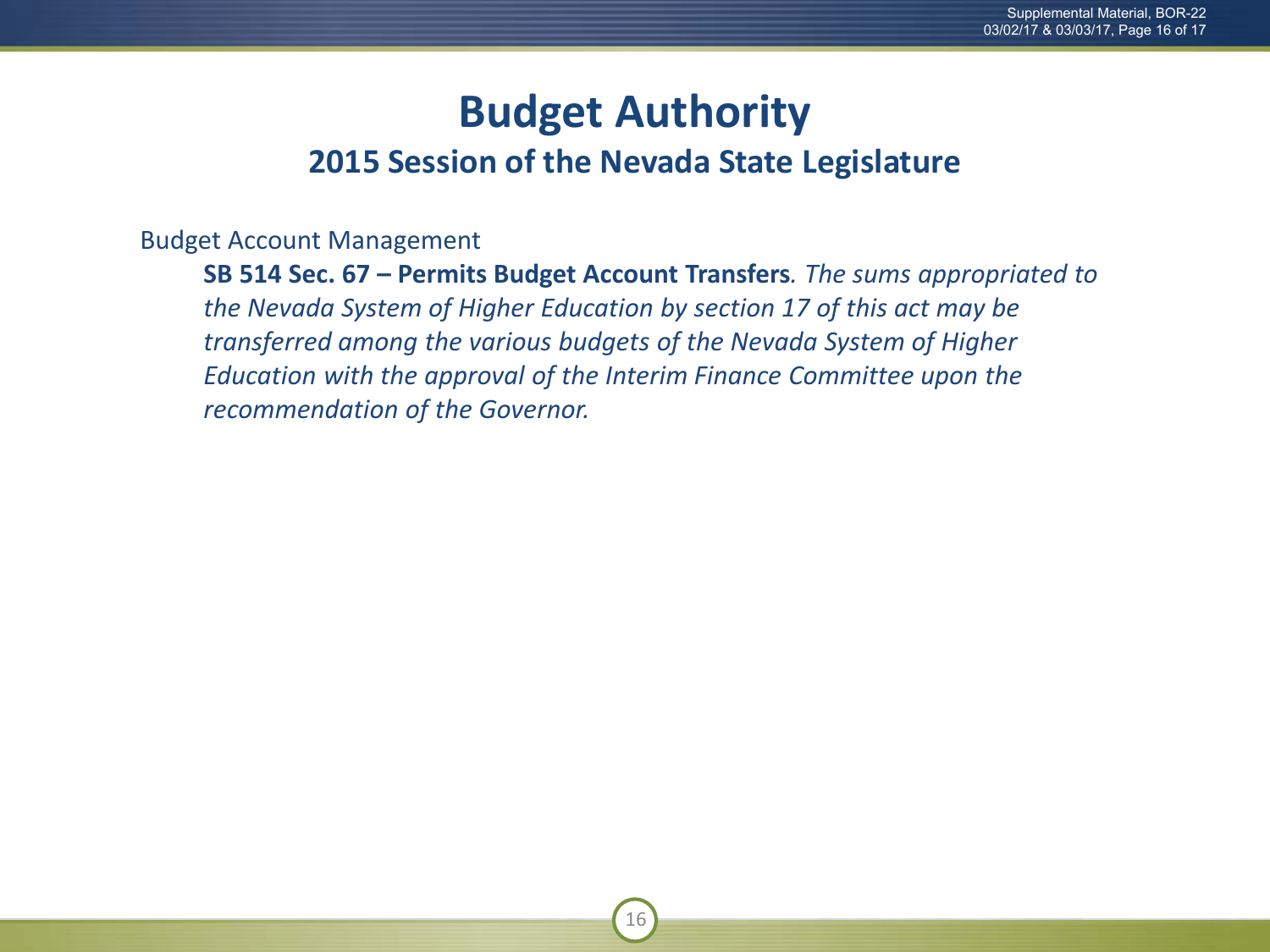# Budget Authority

## 2015 Session of the Nevada State Legislature

Budget Account Management

**SB 514 Sec. 67 – Permits Budget Account Transfers***. The sums appropriated to the Nevada System of Higher Education by section 17 of this act may be transferred among the various budgets of the Nevada System of Higher Education with the approval of the Interim Finance Committee upon the recommendation of the Governor.*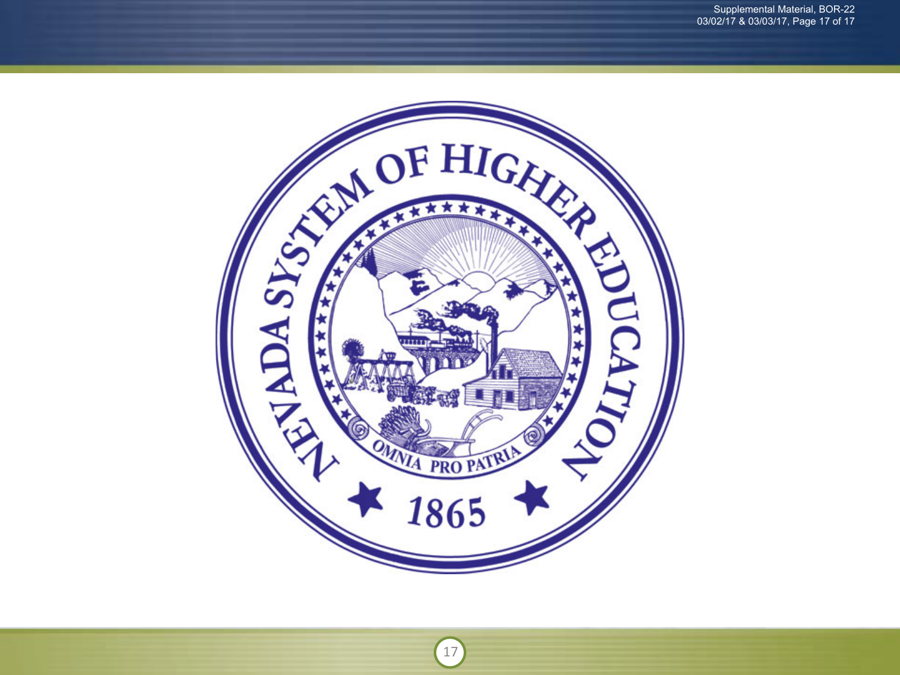NEVADA SYSTEM OF HIGHER EDUCATION

OMNIA PRO PATRIA

1865